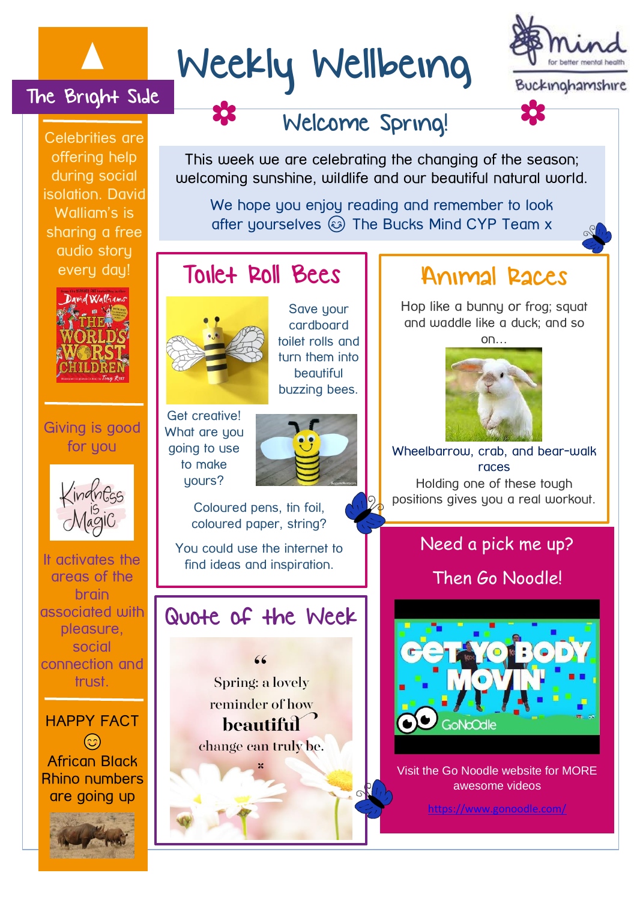# Weekly Wellbeing

Mind for better mental health – Buckinghamshire

## Welcome Spring!

This week we are celebrating the changing of the season; welcoming sunshine, wildlife and our beautiful natural world.

We hope you enjoy reading and remember to look after yourselves 😊 The Bucks Mind CYP Team x

## Toilet Roll Bees

Save your cardboard toilet rolls and turn them into beautiful buzzing bees.

Get creative! What are you going to use to make yours?

Coloured pens, tin foil, coloured paper, string?

You could use the internet to find ideas and inspiration.

## Animal Races

Hop like a bunny or frog; squat and waddle like a duck; and so on…

Wheelbarrow, crab, and bear-walk races

Holding one of these tough positions gives you a real workout.

## Quote of the Week

"Spring: a lovely reminder of how **beautiful** change can truly be."

## Need a pick me up?

Then Go Noodle!

Visit the Go Noodle website for MORE awesome videos

https://www.gonoodle.com/

## The Bright Side

Celebrities are offering help during social isolation. David Walliam's is sharing a free audio story every day!

Giving is good for you

It activates the areas of the brain associated with pleasure, social connection and trust.

HAPPY FACT 😊

African Black Rhino numbers are going up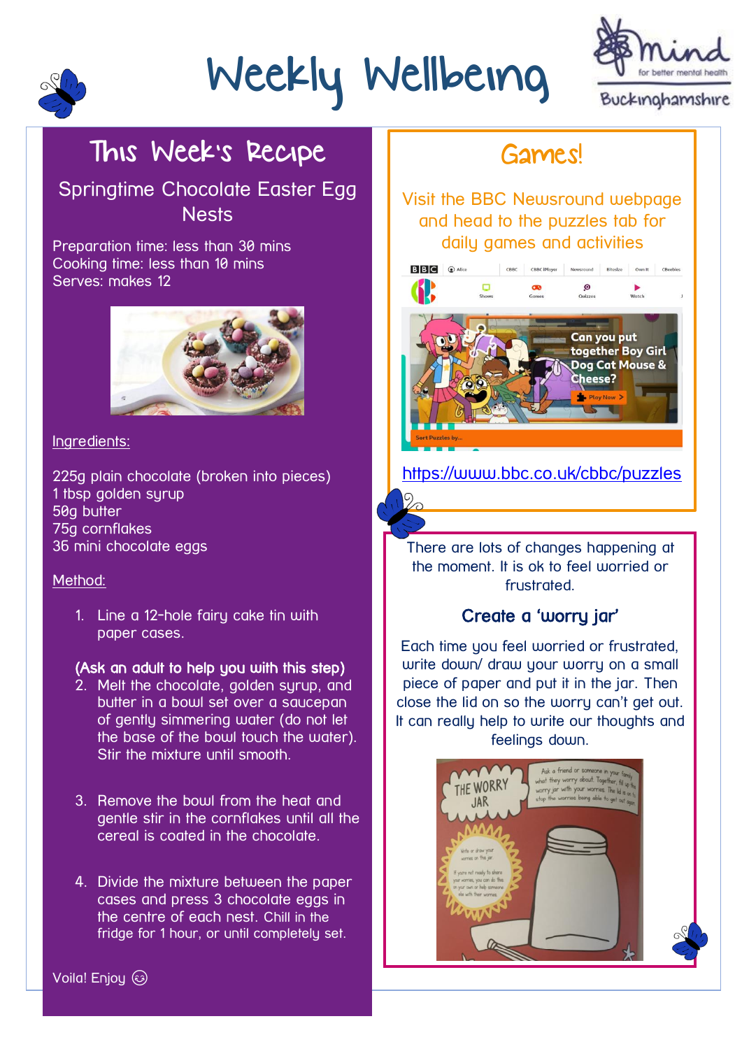# Weekly Wellbeing

Mind for better mental health Buckinghamshire

## This Week's Recipe

### Springtime Chocolate Easter Egg Nests

Preparation time: less than 30 mins
Cooking time: less than 10 mins
Serves: makes 12

Ingredients:

225g plain chocolate (broken into pieces)
1 tbsp golden syrup
50g butter
75g cornflakes
36 mini chocolate eggs

Method:

1. Line a 12-hole fairy cake tin with paper cases.

(Ask an adult to help you with this step)

2. Melt the chocolate, golden syrup, and butter in a bowl set over a saucepan of gently simmering water (do not let the base of the bowl touch the water). Stir the mixture until smooth.
3. Remove the bowl from the heat and gentle stir in the cornflakes until all the cereal is coated in the chocolate.
4. Divide the mixture between the paper cases and press 3 chocolate eggs in the centre of each nest. Chill in the fridge for 1 hour, or until completely set.

Voila! Enjoy 😉

## Games!

Visit the BBC Newsround webpage and head to the puzzles tab for daily games and activities

https://www.bbc.co.uk/cbbc/puzzles

There are lots of changes happening at the moment. It is ok to feel worried or frustrated.

### Create a 'worry jar'

Each time you feel worried or frustrated, write down/ draw your worry on a small piece of paper and put it in the jar. Then close the lid on so the worry can't get out. It can really help to write our thoughts and feelings down.